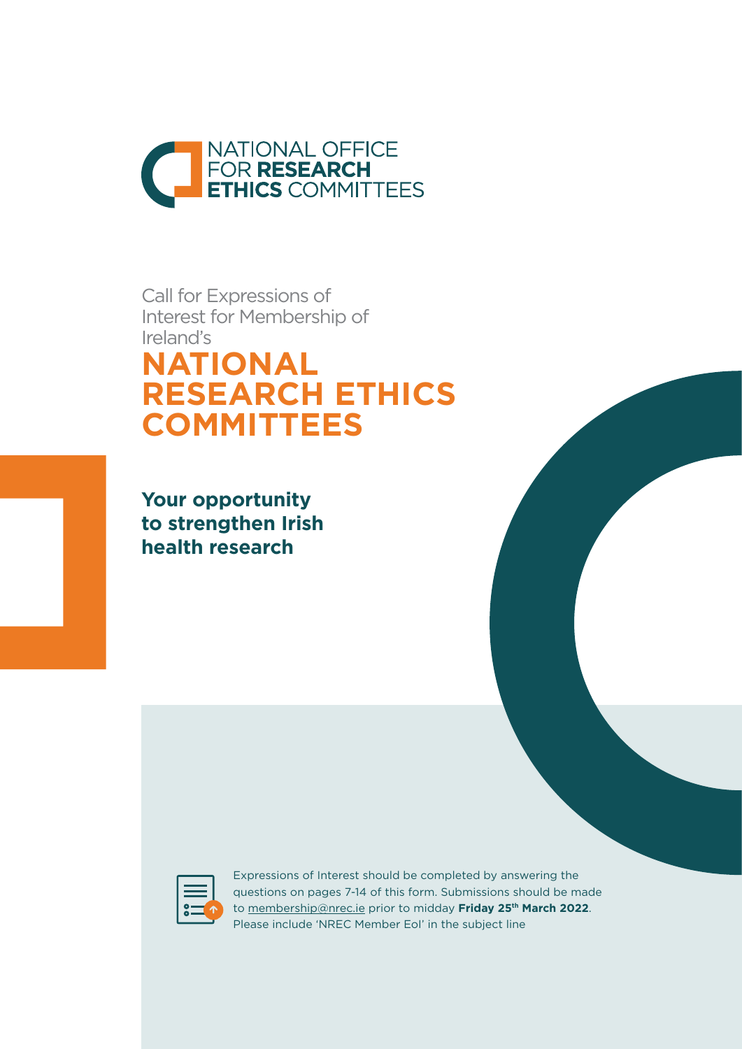NATIONAL OFFICE FOR **RESEARCH ETHICS** COMMITTEES

Call for Expressions of Interest for Membership of Ireland's

# NATIONAL RESEARCH ETHICS COMMITTEES

**Your opportunity to strengthen Irish health research**

Expressions of Interest should be completed by answering the questions on pages 7-14 of this form. Submissions should be made to membership@nrec.ie prior to midday **Friday 25th March 2022**. Please include 'NREC Member EoI' in the subject line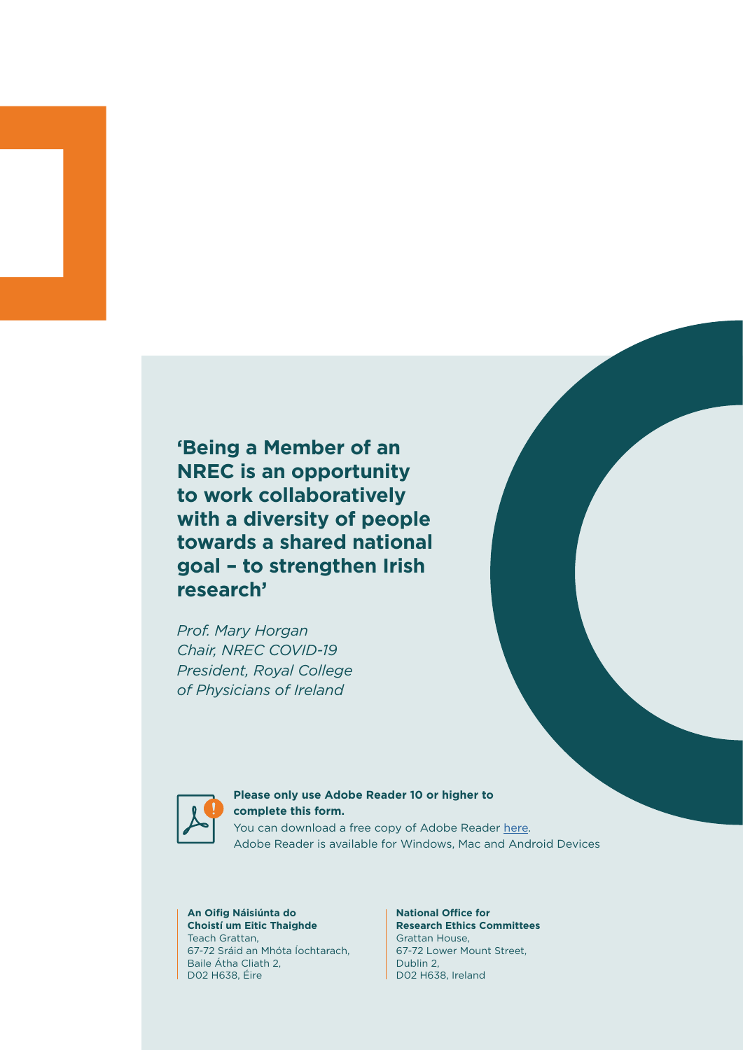**'Being a Member of an NREC is an opportunity to work collaboratively with a diversity of people towards a shared national goal – to strengthen Irish research'**

*Prof. Mary Horgan*
*Chair, NREC COVID-19*
*President, Royal College of Physicians of Ireland*

**Please only use Adobe Reader 10 or higher to complete this form.**
You can download a free copy of Adobe Reader here.
Adobe Reader is available for Windows, Mac and Android Devices

**An Oifig Náisiúnta do Choistí um Eitic Thaighde**
Teach Grattan,
67-72 Sráid an Mhóta Íochtarach,
Baile Átha Cliath 2,
D02 H638, Éire

**National Office for Research Ethics Committees**
Grattan House,
67-72 Lower Mount Street,
Dublin 2,
D02 H638, Ireland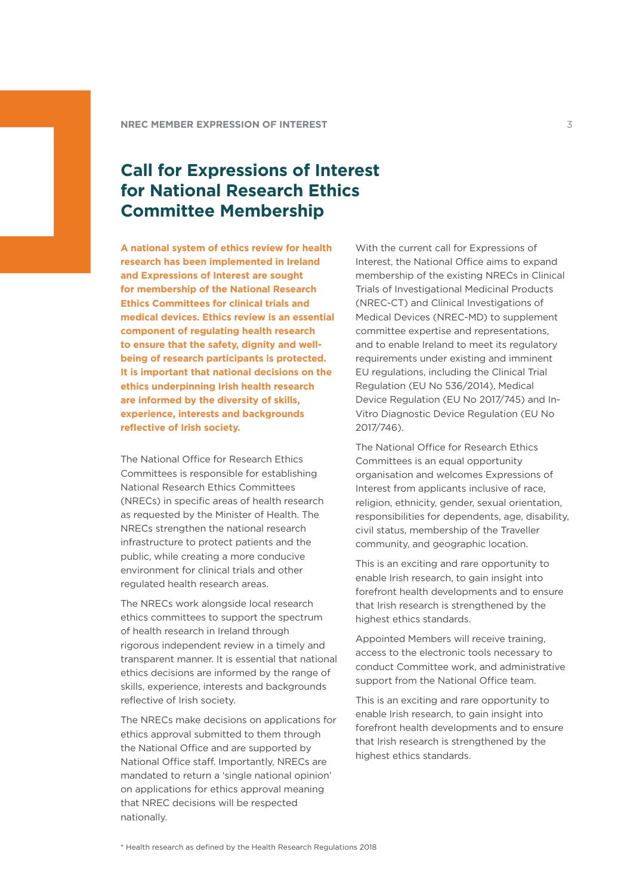# Call for Expressions of Interest for National Research Ethics Committee Membership

**A national system of ethics review for health research has been implemented in Ireland and Expressions of Interest are sought for membership of the National Research Ethics Committees for clinical trials and medical devices. Ethics review is an essential component of regulating health research to ensure that the safety, dignity and well-being of research participants is protected. It is important that national decisions on the ethics underpinning Irish health research are informed by the diversity of skills, experience, interests and backgrounds reflective of Irish society.**

The National Office for Research Ethics Committees is responsible for establishing National Research Ethics Committees (NRECs) in specific areas of health research as requested by the Minister of Health. The NRECs strengthen the national research infrastructure to protect patients and the public, while creating a more conducive environment for clinical trials and other regulated health research areas.

The NRECs work alongside local research ethics committees to support the spectrum of health research in Ireland through rigorous independent review in a timely and transparent manner. It is essential that national ethics decisions are informed by the range of skills, experience, interests and backgrounds reflective of Irish society.

The NRECs make decisions on applications for ethics approval submitted to them through the National Office and are supported by National Office staff. Importantly, NRECs are mandated to return a 'single national opinion' on applications for ethics approval meaning that NREC decisions will be respected nationally.

With the current call for Expressions of Interest, the National Office aims to expand membership of the existing NRECs in Clinical Trials of Investigational Medicinal Products (NREC-CT) and Clinical Investigations of Medical Devices (NREC-MD) to supplement committee expertise and representations, and to enable Ireland to meet its regulatory requirements under existing and imminent EU regulations, including the Clinical Trial Regulation (EU No 536/2014), Medical Device Regulation (EU No 2017/745) and In-Vitro Diagnostic Device Regulation (EU No 2017/746).

The National Office for Research Ethics Committees is an equal opportunity organisation and welcomes Expressions of Interest from applicants inclusive of race, religion, ethnicity, gender, sexual orientation, responsibilities for dependents, age, disability, civil status, membership of the Traveller community, and geographic location.

This is an exciting and rare opportunity to enable Irish research, to gain insight into forefront health developments and to ensure that Irish research is strengthened by the highest ethics standards.

Appointed Members will receive training, access to the electronic tools necessary to conduct Committee work, and administrative support from the National Office team.

This is an exciting and rare opportunity to enable Irish research, to gain insight into forefront health developments and to ensure that Irish research is strengthened by the highest ethics standards.

* Health research as defined by the Health Research Regulations 2018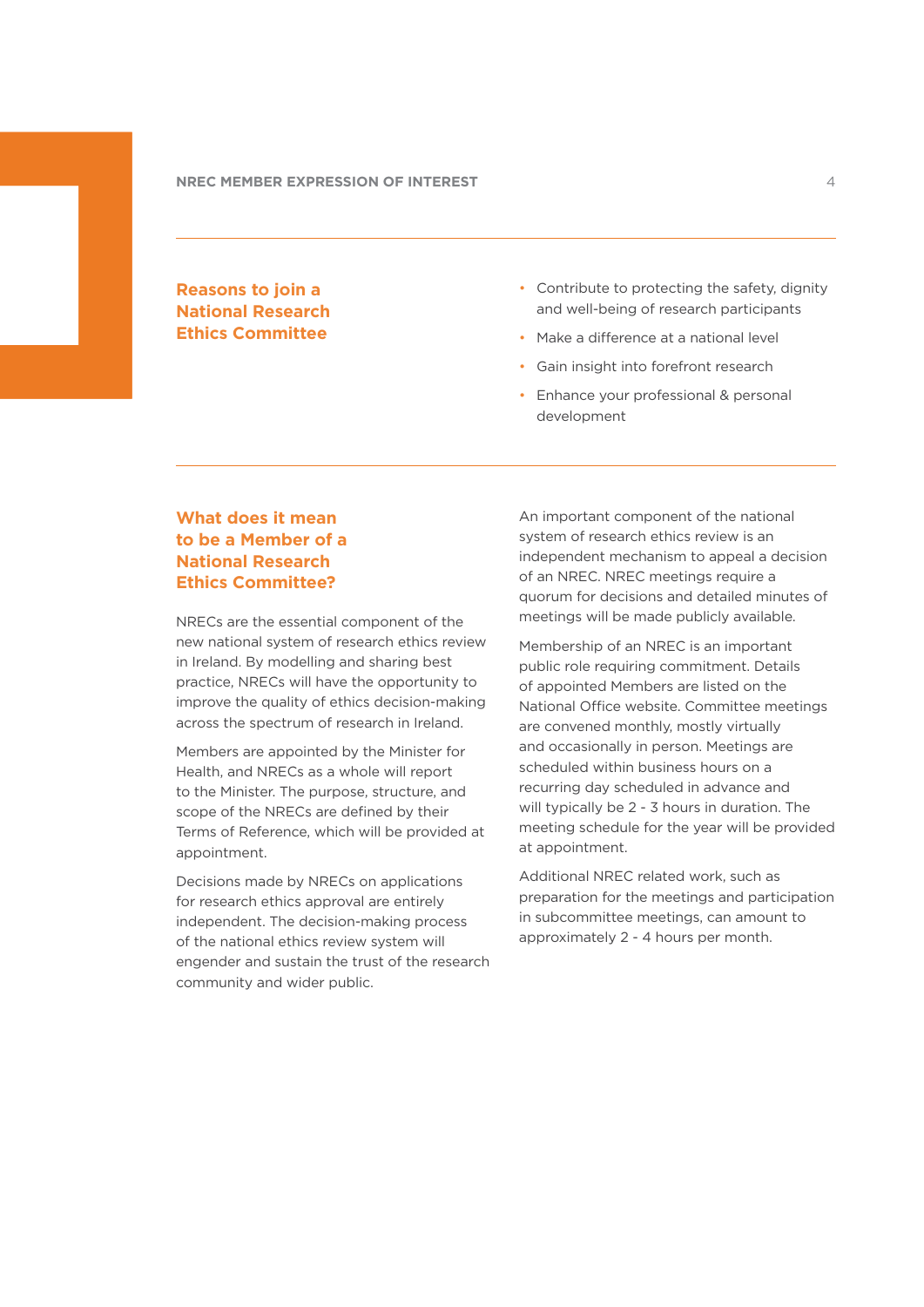## Reasons to join a National Research Ethics Committee

- Contribute to protecting the safety, dignity and well-being of research participants
- Make a difference at a national level
- Gain insight into forefront research
- Enhance your professional & personal development

## What does it mean to be a Member of a National Research Ethics Committee?

NRECs are the essential component of the new national system of research ethics review in Ireland. By modelling and sharing best practice, NRECs will have the opportunity to improve the quality of ethics decision-making across the spectrum of research in Ireland.

Members are appointed by the Minister for Health, and NRECs as a whole will report to the Minister. The purpose, structure, and scope of the NRECs are defined by their Terms of Reference, which will be provided at appointment.

Decisions made by NRECs on applications for research ethics approval are entirely independent. The decision-making process of the national ethics review system will engender and sustain the trust of the research community and wider public.

An important component of the national system of research ethics review is an independent mechanism to appeal a decision of an NREC. NREC meetings require a quorum for decisions and detailed minutes of meetings will be made publicly available.

Membership of an NREC is an important public role requiring commitment. Details of appointed Members are listed on the National Office website. Committee meetings are convened monthly, mostly virtually and occasionally in person. Meetings are scheduled within business hours on a recurring day scheduled in advance and will typically be 2 - 3 hours in duration. The meeting schedule for the year will be provided at appointment.

Additional NREC related work, such as preparation for the meetings and participation in subcommittee meetings, can amount to approximately 2 - 4 hours per month.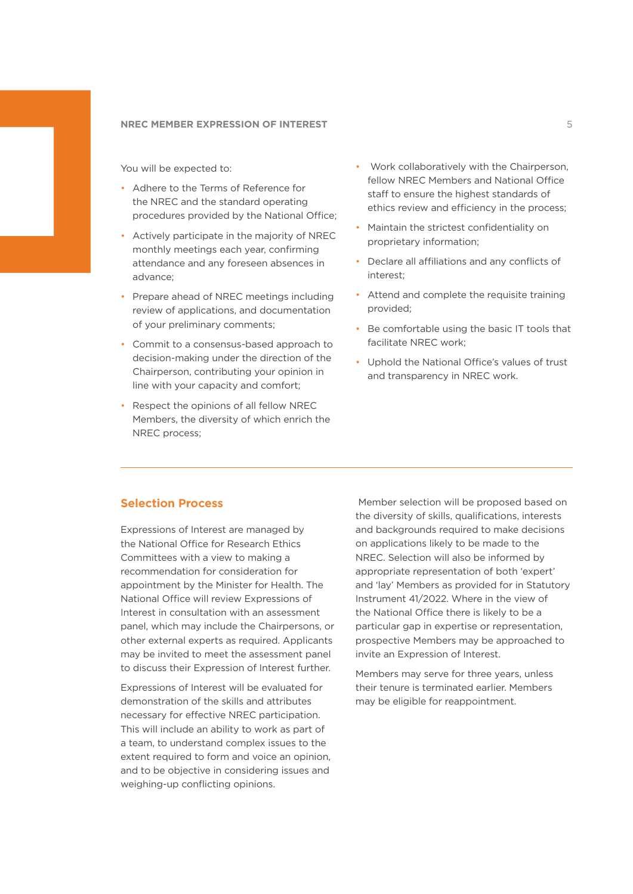You will be expected to:

- Adhere to the Terms of Reference for the NREC and the standard operating procedures provided by the National Office;
- Actively participate in the majority of NREC monthly meetings each year, confirming attendance and any foreseen absences in advance;
- Prepare ahead of NREC meetings including review of applications, and documentation of your preliminary comments;
- Commit to a consensus-based approach to decision-making under the direction of the Chairperson, contributing your opinion in line with your capacity and comfort;
- Respect the opinions of all fellow NREC Members, the diversity of which enrich the NREC process;
- Work collaboratively with the Chairperson, fellow NREC Members and National Office staff to ensure the highest standards of ethics review and efficiency in the process;
- Maintain the strictest confidentiality on proprietary information;
- Declare all affiliations and any conflicts of interest;
- Attend and complete the requisite training provided;
- Be comfortable using the basic IT tools that facilitate NREC work;
- Uphold the National Office's values of trust and transparency in NREC work.

## Selection Process

Expressions of Interest are managed by the National Office for Research Ethics Committees with a view to making a recommendation for consideration for appointment by the Minister for Health. The National Office will review Expressions of Interest in consultation with an assessment panel, which may include the Chairpersons, or other external experts as required. Applicants may be invited to meet the assessment panel to discuss their Expression of Interest further.

Expressions of Interest will be evaluated for demonstration of the skills and attributes necessary for effective NREC participation. This will include an ability to work as part of a team, to understand complex issues to the extent required to form and voice an opinion, and to be objective in considering issues and weighing-up conflicting opinions.

Member selection will be proposed based on the diversity of skills, qualifications, interests and backgrounds required to make decisions on applications likely to be made to the NREC. Selection will also be informed by appropriate representation of both 'expert' and 'lay' Members as provided for in Statutory Instrument 41/2022. Where in the view of the National Office there is likely to be a particular gap in expertise or representation, prospective Members may be approached to invite an Expression of Interest.

Members may serve for three years, unless their tenure is terminated earlier. Members may be eligible for reappointment.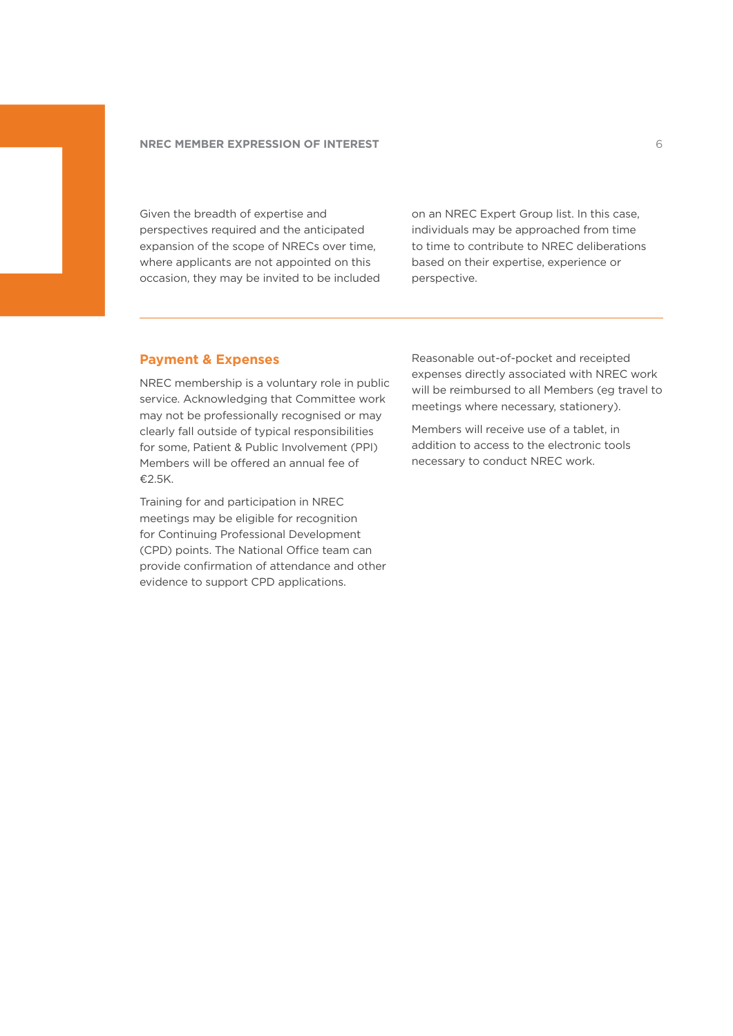Given the breadth of expertise and perspectives required and the anticipated expansion of the scope of NRECs over time, where applicants are not appointed on this occasion, they may be invited to be included on an NREC Expert Group list. In this case, individuals may be approached from time to time to contribute to NREC deliberations based on their expertise, experience or perspective.

---

## Payment & Expenses

NREC membership is a voluntary role in public service. Acknowledging that Committee work may not be professionally recognised or may clearly fall outside of typical responsibilities for some, Patient & Public Involvement (PPI) Members will be offered an annual fee of €2.5K.

Training for and participation in NREC meetings may be eligible for recognition for Continuing Professional Development (CPD) points. The National Office team can provide confirmation of attendance and other evidence to support CPD applications.

Reasonable out-of-pocket and receipted expenses directly associated with NREC work will be reimbursed to all Members (eg travel to meetings where necessary, stationery).

Members will receive use of a tablet, in addition to access to the electronic tools necessary to conduct NREC work.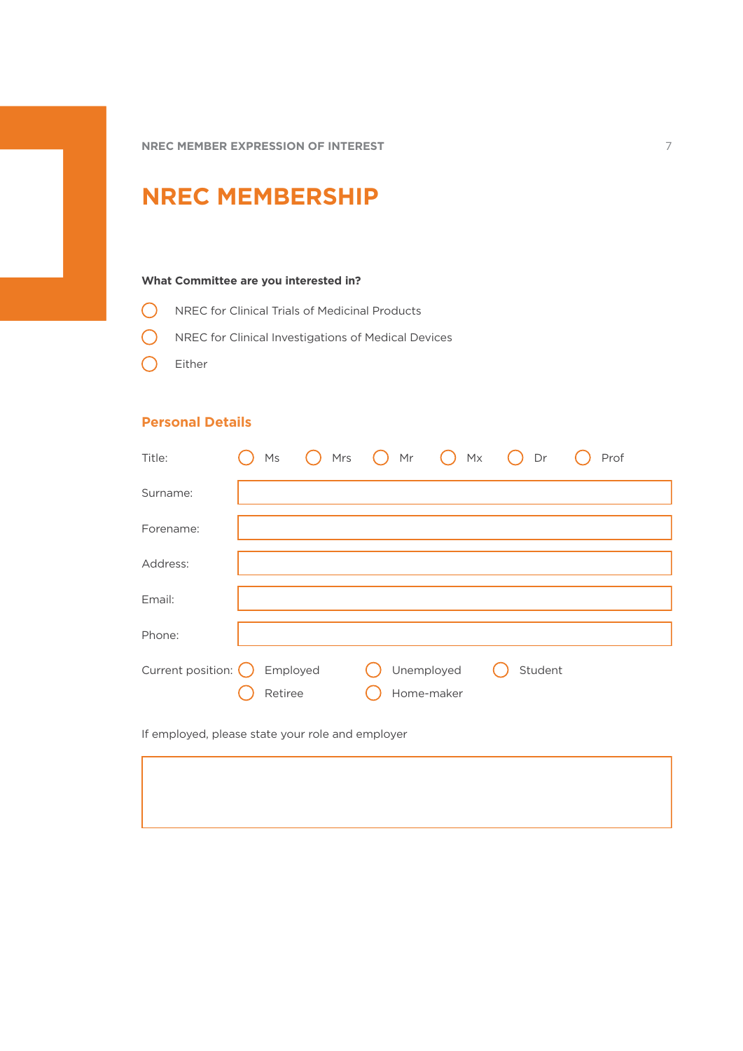# NREC MEMBERSHIP

**What Committee are you interested in?**

- ◯ NREC for Clinical Trials of Medicinal Products
- ◯ NREC for Clinical Investigations of Medical Devices
- ◯ Either

## Personal Details

Title: ◯ Ms ◯ Mrs ◯ Mr ◯ Mx ◯ Dr ◯ Prof

Surname:

Forename:

Address:

Email:

Phone:

Current position: ◯ Employed ◯ Unemployed ◯ Student ◯ Retiree ◯ Home-maker

If employed, please state your role and employer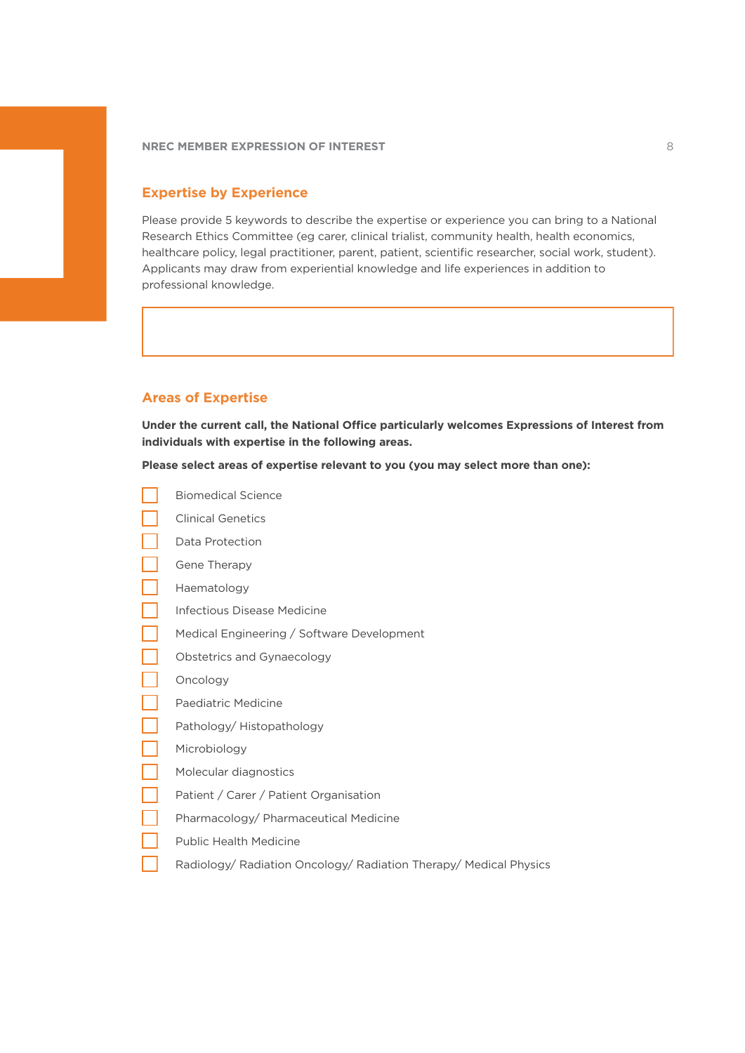## Expertise by Experience

Please provide 5 keywords to describe the expertise or experience you can bring to a National Research Ethics Committee (eg carer, clinical trialist, community health, health economics, healthcare policy, legal practitioner, parent, patient, scientific researcher, social work, student). Applicants may draw from experiential knowledge and life experiences in addition to professional knowledge.

## Areas of Expertise

**Under the current call, the National Office particularly welcomes Expressions of Interest from individuals with expertise in the following areas.**

**Please select areas of expertise relevant to you (you may select more than one):**

- [ ] Biomedical Science
- [ ] Clinical Genetics
- [ ] Data Protection
- [ ] Gene Therapy
- [ ] Haematology
- [ ] Infectious Disease Medicine
- [ ] Medical Engineering / Software Development
- [ ] Obstetrics and Gynaecology
- [ ] Oncology
- [ ] Paediatric Medicine
- [ ] Pathology/ Histopathology
- [ ] Microbiology
- [ ] Molecular diagnostics
- [ ] Patient / Carer / Patient Organisation
- [ ] Pharmacology/ Pharmaceutical Medicine
- [ ] Public Health Medicine
- [ ] Radiology/ Radiation Oncology/ Radiation Therapy/ Medical Physics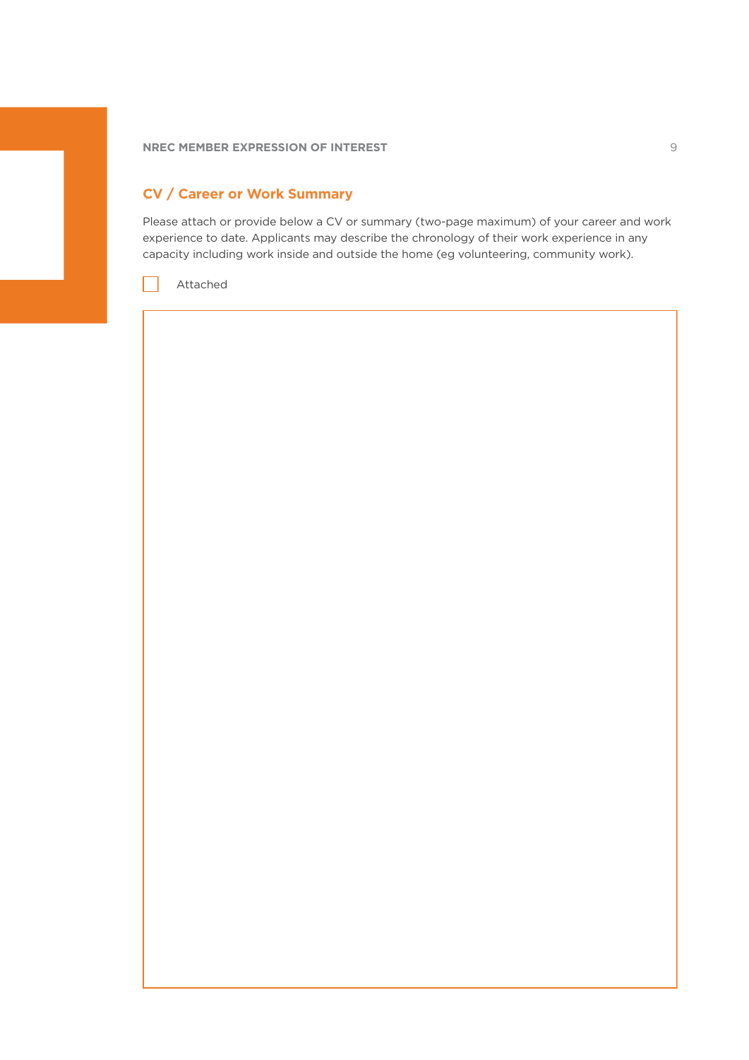## CV / Career or Work Summary

Please attach or provide below a CV or summary (two-page maximum) of your career and work experience to date. Applicants may describe the chronology of their work experience in any capacity including work inside and outside the home (eg volunteering, community work).

☐ Attached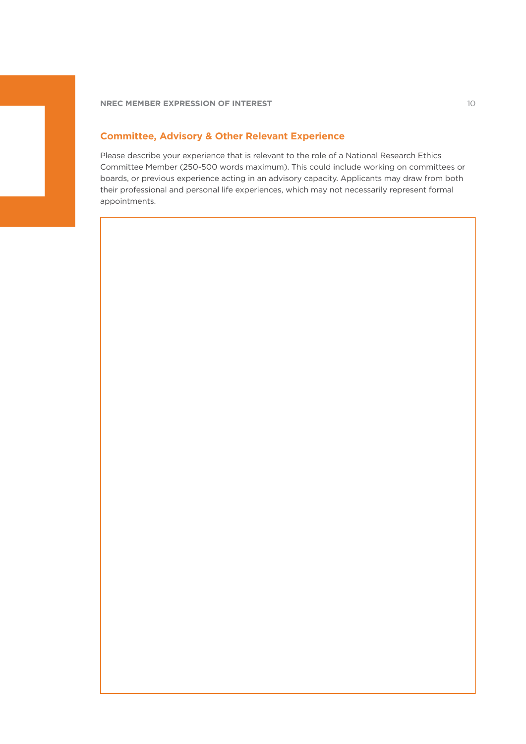## Committee, Advisory & Other Relevant Experience

Please describe your experience that is relevant to the role of a National Research Ethics Committee Member (250-500 words maximum). This could include working on committees or boards, or previous experience acting in an advisory capacity. Applicants may draw from both their professional and personal life experiences, which may not necessarily represent formal appointments.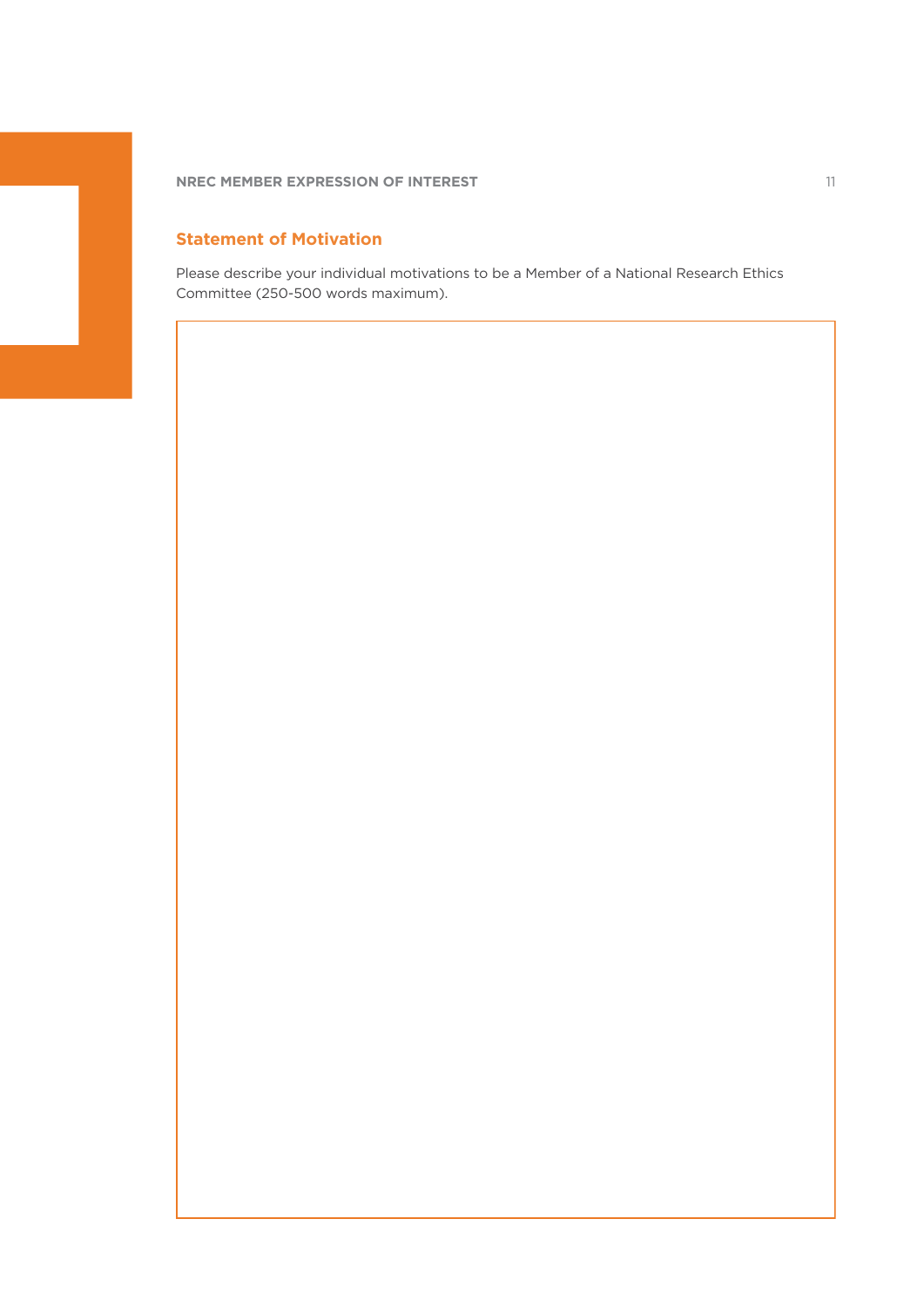## Statement of Motivation

Please describe your individual motivations to be a Member of a National Research Ethics Committee (250-500 words maximum).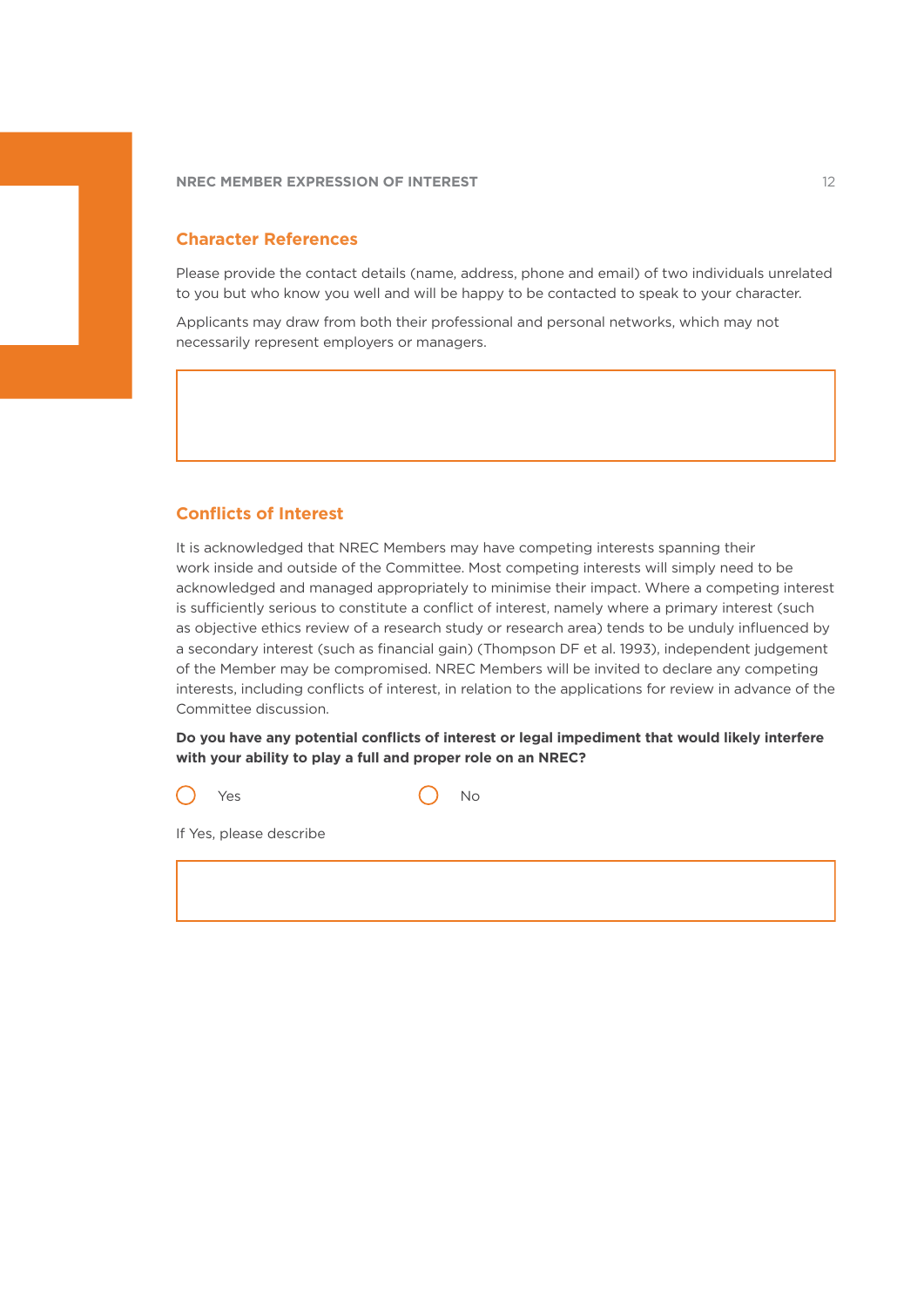## Character References

Please provide the contact details (name, address, phone and email) of two individuals unrelated to you but who know you well and will be happy to be contacted to speak to your character.

Applicants may draw from both their professional and personal networks, which may not necessarily represent employers or managers.

## Conflicts of Interest

It is acknowledged that NREC Members may have competing interests spanning their work inside and outside of the Committee. Most competing interests will simply need to be acknowledged and managed appropriately to minimise their impact. Where a competing interest is sufficiently serious to constitute a conflict of interest, namely where a primary interest (such as objective ethics review of a research study or research area) tends to be unduly influenced by a secondary interest (such as financial gain) (Thompson DF et al. 1993), independent judgement of the Member may be compromised. NREC Members will be invited to declare any competing interests, including conflicts of interest, in relation to the applications for review in advance of the Committee discussion.

**Do you have any potential conflicts of interest or legal impediment that would likely interfere with your ability to play a full and proper role on an NREC?**

○ Yes ○ No

If Yes, please describe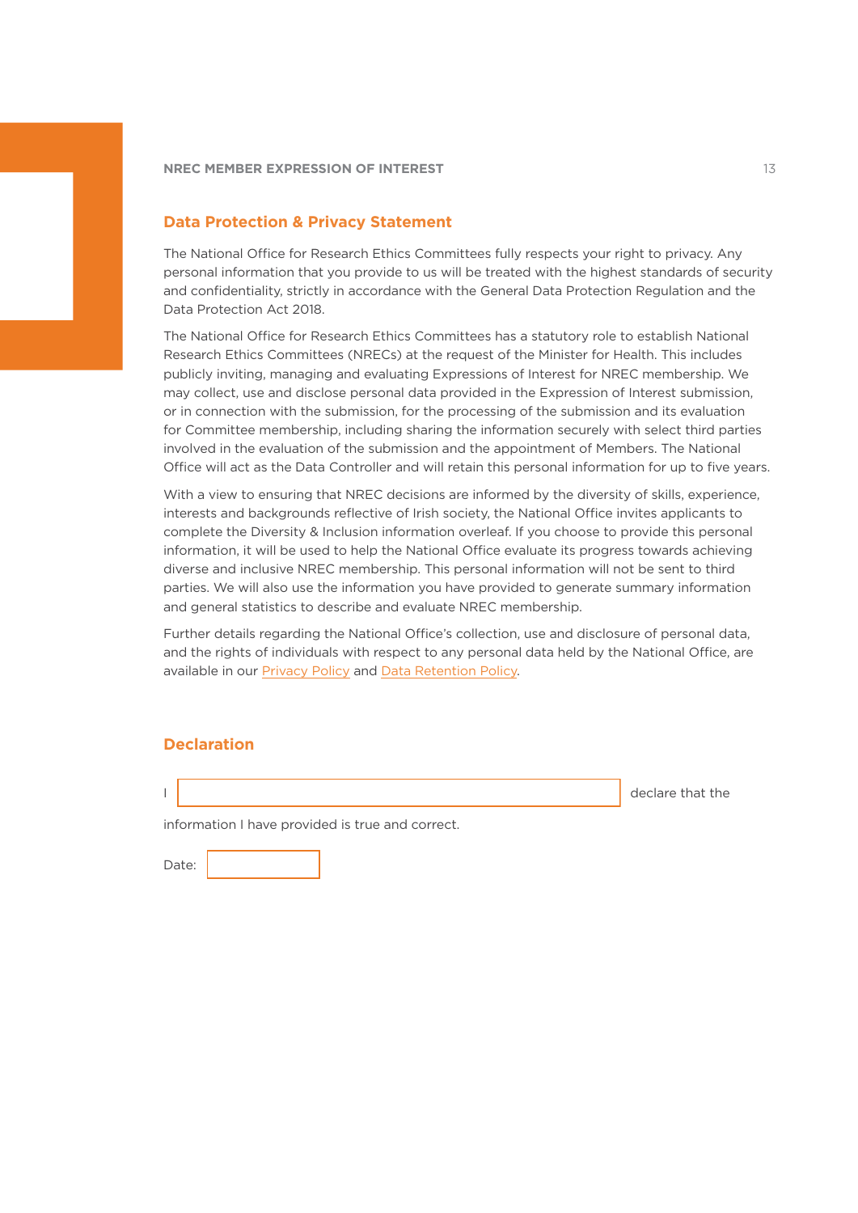## Data Protection & Privacy Statement

The National Office for Research Ethics Committees fully respects your right to privacy. Any personal information that you provide to us will be treated with the highest standards of security and confidentiality, strictly in accordance with the General Data Protection Regulation and the Data Protection Act 2018.

The National Office for Research Ethics Committees has a statutory role to establish National Research Ethics Committees (NRECs) at the request of the Minister for Health. This includes publicly inviting, managing and evaluating Expressions of Interest for NREC membership. We may collect, use and disclose personal data provided in the Expression of Interest submission, or in connection with the submission, for the processing of the submission and its evaluation for Committee membership, including sharing the information securely with select third parties involved in the evaluation of the submission and the appointment of Members. The National Office will act as the Data Controller and will retain this personal information for up to five years.

With a view to ensuring that NREC decisions are informed by the diversity of skills, experience, interests and backgrounds reflective of Irish society, the National Office invites applicants to complete the Diversity & Inclusion information overleaf. If you choose to provide this personal information, it will be used to help the National Office evaluate its progress towards achieving diverse and inclusive NREC membership. This personal information will not be sent to third parties. We will also use the information you have provided to generate summary information and general statistics to describe and evaluate NREC membership.

Further details regarding the National Office's collection, use and disclosure of personal data, and the rights of individuals with respect to any personal data held by the National Office, are available in our Privacy Policy and Data Retention Policy.

## Declaration

I ______________________________ declare that the information I have provided is true and correct.

Date: ____________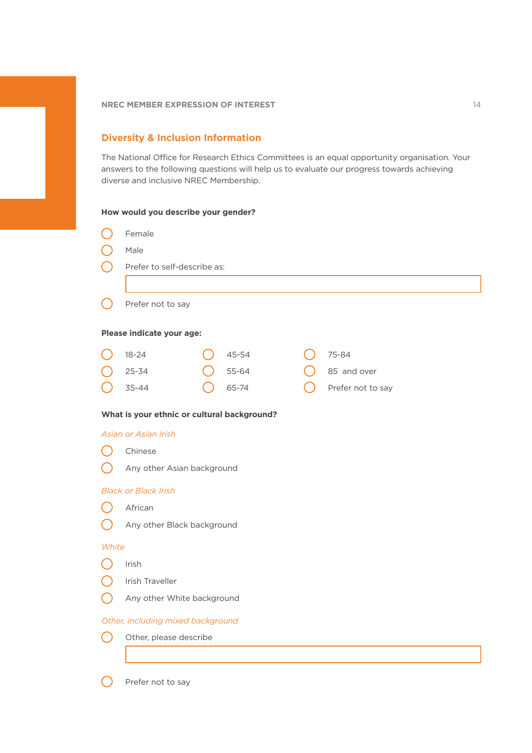## Diversity & Inclusion Information

The National Office for Research Ethics Committees is an equal opportunity organisation. Your answers to the following questions will help us to evaluate our progress towards achieving diverse and inclusive NREC Membership.

**How would you describe your gender?**

- ◯ Female
- ◯ Male
- ◯ Prefer to self-describe as: ____________________
- ◯ Prefer not to say

**Please indicate your age:**

- ◯ 18-24
- ◯ 25-34
- ◯ 35-44
- ◯ 45-54
- ◯ 55-64
- ◯ 65-74
- ◯ 75-84
- ◯ 85 and over
- ◯ Prefer not to say

**What is your ethnic or cultural background?**

*Asian or Asian Irish*

- ◯ Chinese
- ◯ Any other Asian background

*Black or Black Irish*

- ◯ African
- ◯ Any other Black background

*White*

- ◯ Irish
- ◯ Irish Traveller
- ◯ Any other White background

*Other, including mixed background*

- ◯ Other, please describe ____________________
- ◯ Prefer not to say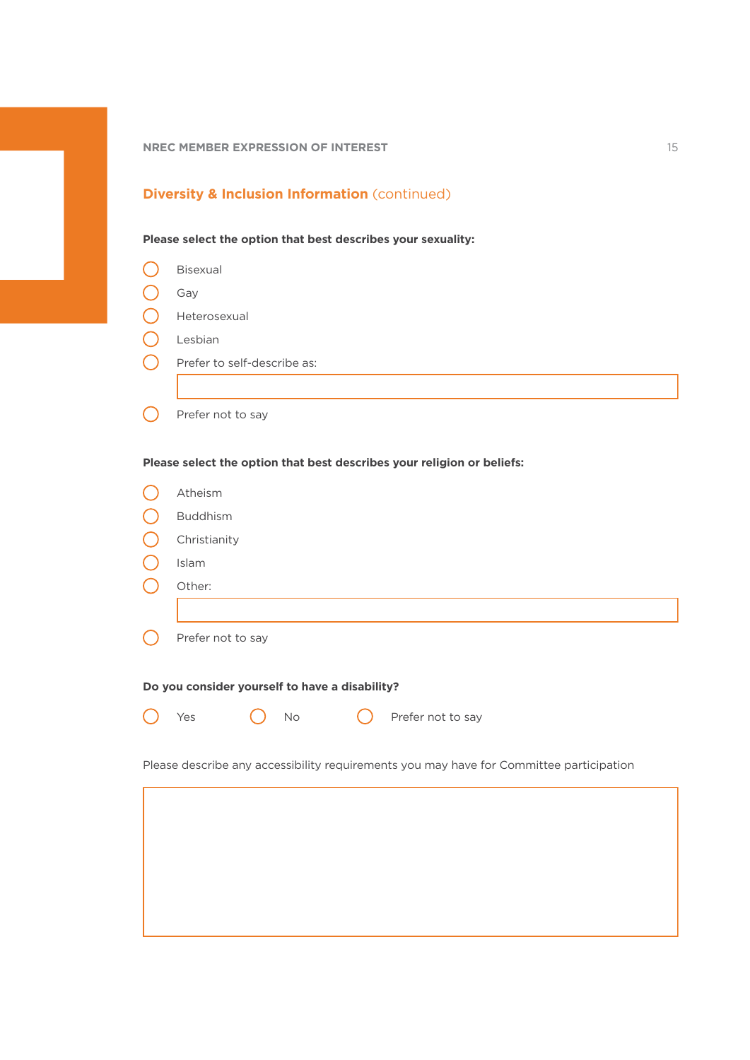## Diversity & Inclusion Information (continued)

**Please select the option that best describes your sexuality:**

- ◯ Bisexual
- ◯ Gay
- ◯ Heterosexual
- ◯ Lesbian
- ◯ Prefer to self-describe as:
- ◯ Prefer not to say

**Please select the option that best describes your religion or beliefs:**

- ◯ Atheism
- ◯ Buddhism
- ◯ Christianity
- ◯ Islam
- ◯ Other:
- ◯ Prefer not to say

**Do you consider yourself to have a disability?**

◯ Yes ◯ No ◯ Prefer not to say

Please describe any accessibility requirements you may have for Committee participation